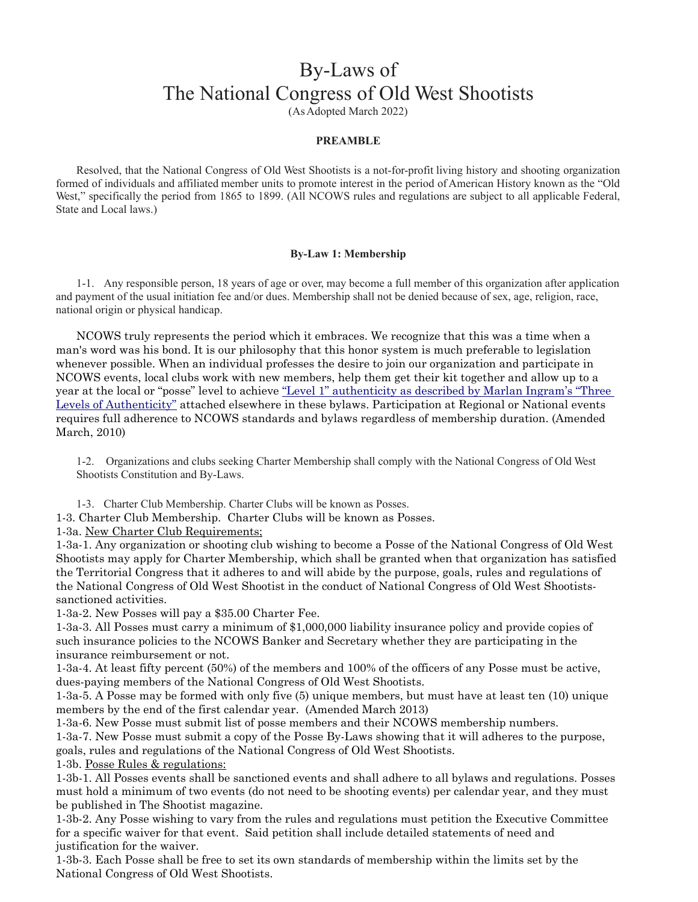# By-Laws of
# The National Congress of Old West Shootists

(As Adopted March 2022)

## PREAMBLE

Resolved, that the National Congress of Old West Shootists is a not-for-profit living history and shooting organization formed of individuals and affiliated member units to promote interest in the period of American History known as the "Old West," specifically the period from 1865 to 1899. (All NCOWS rules and regulations are subject to all applicable Federal, State and Local laws.)

### By-Law 1: Membership

1-1. Any responsible person, 18 years of age or over, may become a full member of this organization after application and payment of the usual initiation fee and/or dues. Membership shall not be denied because of sex, age, religion, race, national origin or physical handicap.

NCOWS truly represents the period which it embraces. We recognize that this was a time when a man's word was his bond. It is our philosophy that this honor system is much preferable to legislation whenever possible. When an individual professes the desire to join our organization and participate in NCOWS events, local clubs work with new members, help them get their kit together and allow up to a year at the local or "posse" level to achieve "Level 1" authenticity as described by Marlan Ingram's "Three Levels of Authenticity" attached elsewhere in these bylaws. Participation at Regional or National events requires full adherence to NCOWS standards and bylaws regardless of membership duration. (Amended March, 2010)

1-2. Organizations and clubs seeking Charter Membership shall comply with the National Congress of Old West Shootists Constitution and By-Laws.

1-3. Charter Club Membership. Charter Clubs will be known as Posses.

1-3. Charter Club Membership. Charter Clubs will be known as Posses.

1-3a. <u>New Charter Club Requirements;</u>

1-3a-1. Any organization or shooting club wishing to become a Posse of the National Congress of Old West Shootists may apply for Charter Membership, which shall be granted when that organization has satisfied the Territorial Congress that it adheres to and will abide by the purpose, goals, rules and regulations of the National Congress of Old West Shootist in the conduct of National Congress of Old West Shootists-sanctioned activities.

1-3a-2. New Posses will pay a $35.00 Charter Fee.

1-3a-3. All Posses must carry a minimum of $1,000,000 liability insurance policy and provide copies of such insurance policies to the NCOWS Banker and Secretary whether they are participating in the insurance reimbursement or not.

1-3a-4. At least fifty percent (50%) of the members and 100% of the officers of any Posse must be active, dues-paying members of the National Congress of Old West Shootists.

1-3a-5. A Posse may be formed with only five (5) unique members, but must have at least ten (10) unique members by the end of the first calendar year. (Amended March 2013)

1-3a-6. New Posse must submit list of posse members and their NCOWS membership numbers.

1-3a-7. New Posse must submit a copy of the Posse By-Laws showing that it will adheres to the purpose, goals, rules and regulations of the National Congress of Old West Shootists.

1-3b. <u>Posse Rules & regulations:</u>

1-3b-1. All Posses events shall be sanctioned events and shall adhere to all bylaws and regulations. Posses must hold a minimum of two events (do not need to be shooting events) per calendar year, and they must be published in The Shootist magazine.

1-3b-2. Any Posse wishing to vary from the rules and regulations must petition the Executive Committee for a specific waiver for that event. Said petition shall include detailed statements of need and justification for the waiver.

1-3b-3. Each Posse shall be free to set its own standards of membership within the limits set by the National Congress of Old West Shootists.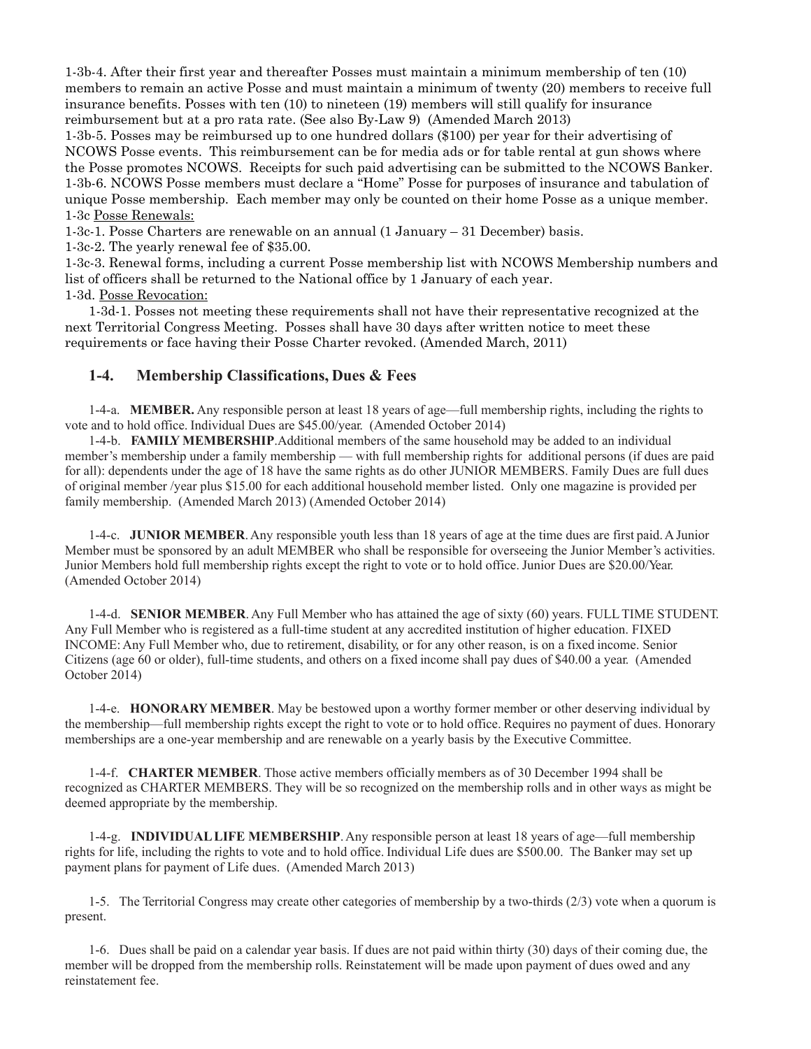1-3b-4. After their first year and thereafter Posses must maintain a minimum membership of ten (10) members to remain an active Posse and must maintain a minimum of twenty (20) members to receive full insurance benefits. Posses with ten (10) to nineteen (19) members will still qualify for insurance reimbursement but at a pro rata rate. (See also By-Law 9) (Amended March 2013)

1-3b-5. Posses may be reimbursed up to one hundred dollars ($100) per year for their advertising of NCOWS Posse events. This reimbursement can be for media ads or for table rental at gun shows where the Posse promotes NCOWS. Receipts for such paid advertising can be submitted to the NCOWS Banker.

1-3b-6. NCOWS Posse members must declare a "Home" Posse for purposes of insurance and tabulation of unique Posse membership. Each member may only be counted on their home Posse as a unique member.

1-3c Posse Renewals:

1-3c-1. Posse Charters are renewable on an annual (1 January – 31 December) basis.

1-3c-2. The yearly renewal fee of $35.00.

1-3c-3. Renewal forms, including a current Posse membership list with NCOWS Membership numbers and list of officers shall be returned to the National office by 1 January of each year.

1-3d. Posse Revocation:

1-3d-1. Posses not meeting these requirements shall not have their representative recognized at the next Territorial Congress Meeting. Posses shall have 30 days after written notice to meet these requirements or face having their Posse Charter revoked. (Amended March, 2011)

## 1-4. Membership Classifications, Dues & Fees

1-4-a. **MEMBER.** Any responsible person at least 18 years of age—full membership rights, including the rights to vote and to hold office. Individual Dues are $45.00/year. (Amended October 2014)

1-4-b. **FAMILY MEMBERSHIP**.Additional members of the same household may be added to an individual member's membership under a family membership — with full membership rights for additional persons (if dues are paid for all): dependents under the age of 18 have the same rights as do other JUNIOR MEMBERS. Family Dues are full dues of original member /year plus $15.00 for each additional household member listed. Only one magazine is provided per family membership. (Amended March 2013) (Amended October 2014)

1-4-c. **JUNIOR MEMBER**. Any responsible youth less than 18 years of age at the time dues are first paid. A Junior Member must be sponsored by an adult MEMBER who shall be responsible for overseeing the Junior Member's activities. Junior Members hold full membership rights except the right to vote or to hold office. Junior Dues are $20.00/Year. (Amended October 2014)

1-4-d. **SENIOR MEMBER**. Any Full Member who has attained the age of sixty (60) years. FULL TIME STUDENT. Any Full Member who is registered as a full-time student at any accredited institution of higher education. FIXED INCOME: Any Full Member who, due to retirement, disability, or for any other reason, is on a fixed income. Senior Citizens (age 60 or older), full-time students, and others on a fixed income shall pay dues of $40.00 a year. (Amended October 2014)

1-4-e. **HONORARY MEMBER**. May be bestowed upon a worthy former member or other deserving individual by the membership—full membership rights except the right to vote or to hold office. Requires no payment of dues. Honorary memberships are a one-year membership and are renewable on a yearly basis by the Executive Committee.

1-4-f. **CHARTER MEMBER**. Those active members officially members as of 30 December 1994 shall be recognized as CHARTER MEMBERS. They will be so recognized on the membership rolls and in other ways as might be deemed appropriate by the membership.

1-4-g. **INDIVIDUAL LIFE MEMBERSHIP**. Any responsible person at least 18 years of age—full membership rights for life, including the rights to vote and to hold office. Individual Life dues are $500.00. The Banker may set up payment plans for payment of Life dues. (Amended March 2013)

1-5. The Territorial Congress may create other categories of membership by a two-thirds (2/3) vote when a quorum is present.

1-6. Dues shall be paid on a calendar year basis. If dues are not paid within thirty (30) days of their coming due, the member will be dropped from the membership rolls. Reinstatement will be made upon payment of dues owed and any reinstatement fee.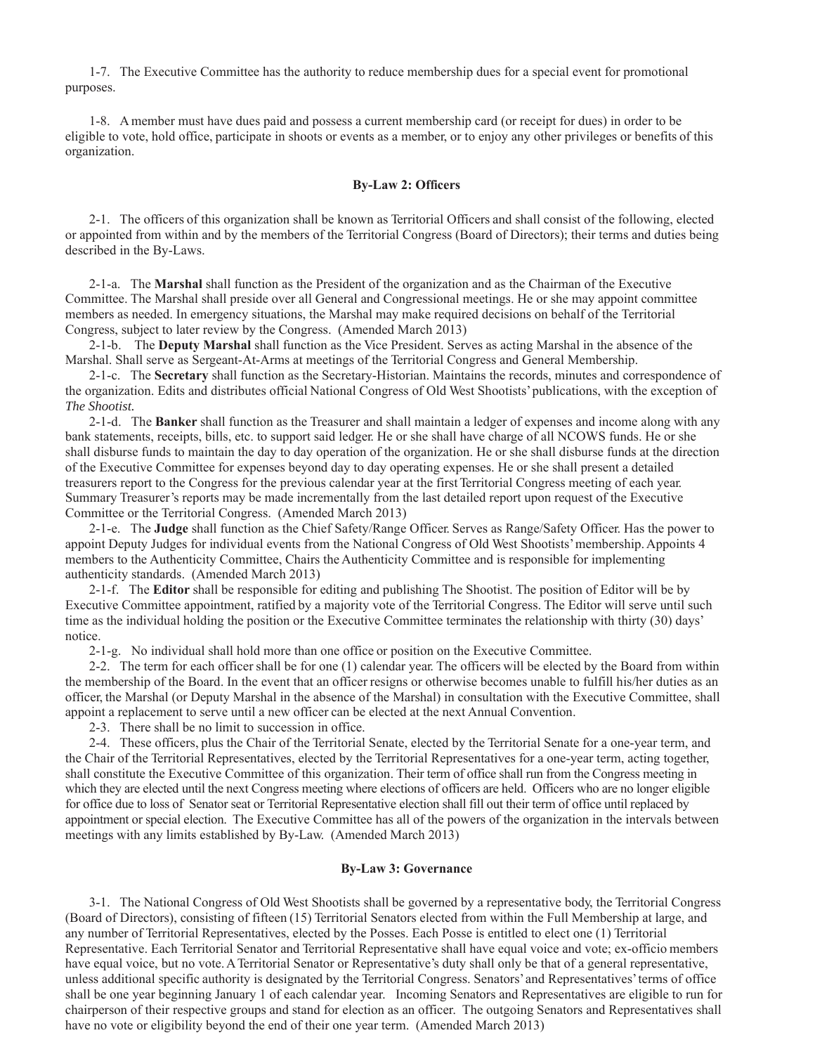1-7. The Executive Committee has the authority to reduce membership dues for a special event for promotional purposes.

1-8. A member must have dues paid and possess a current membership card (or receipt for dues) in order to be eligible to vote, hold office, participate in shoots or events as a member, or to enjoy any other privileges or benefits of this organization.

### By-Law 2: Officers

2-1. The officers of this organization shall be known as Territorial Officers and shall consist of the following, elected or appointed from within and by the members of the Territorial Congress (Board of Directors); their terms and duties being described in the By-Laws.

2-1-a. The **Marshal** shall function as the President of the organization and as the Chairman of the Executive Committee. The Marshal shall preside over all General and Congressional meetings. He or she may appoint committee members as needed. In emergency situations, the Marshal may make required decisions on behalf of the Territorial Congress, subject to later review by the Congress. (Amended March 2013)

2-1-b. The **Deputy Marshal** shall function as the Vice President. Serves as acting Marshal in the absence of the Marshal. Shall serve as Sergeant-At-Arms at meetings of the Territorial Congress and General Membership.

2-1-c. The **Secretary** shall function as the Secretary-Historian. Maintains the records, minutes and correspondence of the organization. Edits and distributes official National Congress of Old West Shootists' publications, with the exception of *The Shootist.*

2-1-d. The **Banker** shall function as the Treasurer and shall maintain a ledger of expenses and income along with any bank statements, receipts, bills, etc. to support said ledger. He or she shall have charge of all NCOWS funds. He or she shall disburse funds to maintain the day to day operation of the organization. He or she shall disburse funds at the direction of the Executive Committee for expenses beyond day to day operating expenses. He or she shall present a detailed treasurers report to the Congress for the previous calendar year at the first Territorial Congress meeting of each year. Summary Treasurer's reports may be made incrementally from the last detailed report upon request of the Executive Committee or the Territorial Congress. (Amended March 2013)

2-1-e. The **Judge** shall function as the Chief Safety/Range Officer. Serves as Range/Safety Officer. Has the power to appoint Deputy Judges for individual events from the National Congress of Old West Shootists' membership. Appoints 4 members to the Authenticity Committee, Chairs the Authenticity Committee and is responsible for implementing authenticity standards. (Amended March 2013)

2-1-f. The **Editor** shall be responsible for editing and publishing The Shootist. The position of Editor will be by Executive Committee appointment, ratified by a majority vote of the Territorial Congress. The Editor will serve until such time as the individual holding the position or the Executive Committee terminates the relationship with thirty (30) days' notice.

2-1-g. No individual shall hold more than one office or position on the Executive Committee.

2-2. The term for each officer shall be for one (1) calendar year. The officers will be elected by the Board from within the membership of the Board. In the event that an officer resigns or otherwise becomes unable to fulfill his/her duties as an officer, the Marshal (or Deputy Marshal in the absence of the Marshal) in consultation with the Executive Committee, shall appoint a replacement to serve until a new officer can be elected at the next Annual Convention.

2-3. There shall be no limit to succession in office.

2-4. These officers, plus the Chair of the Territorial Senate, elected by the Territorial Senate for a one-year term, and the Chair of the Territorial Representatives, elected by the Territorial Representatives for a one-year term, acting together, shall constitute the Executive Committee of this organization. Their term of office shall run from the Congress meeting in which they are elected until the next Congress meeting where elections of officers are held. Officers who are no longer eligible for office due to loss of Senator seat or Territorial Representative election shall fill out their term of office until replaced by appointment or special election. The Executive Committee has all of the powers of the organization in the intervals between meetings with any limits established by By-Law. (Amended March 2013)

### By-Law 3: Governance

3-1. The National Congress of Old West Shootists shall be governed by a representative body, the Territorial Congress (Board of Directors), consisting of fifteen (15) Territorial Senators elected from within the Full Membership at large, and any number of Territorial Representatives, elected by the Posses. Each Posse is entitled to elect one (1) Territorial Representative. Each Territorial Senator and Territorial Representative shall have equal voice and vote; ex-officio members have equal voice, but no vote. A Territorial Senator or Representative's duty shall only be that of a general representative, unless additional specific authority is designated by the Territorial Congress. Senators' and Representatives' terms of office shall be one year beginning January 1 of each calendar year. Incoming Senators and Representatives are eligible to run for chairperson of their respective groups and stand for election as an officer. The outgoing Senators and Representatives shall have no vote or eligibility beyond the end of their one year term. (Amended March 2013)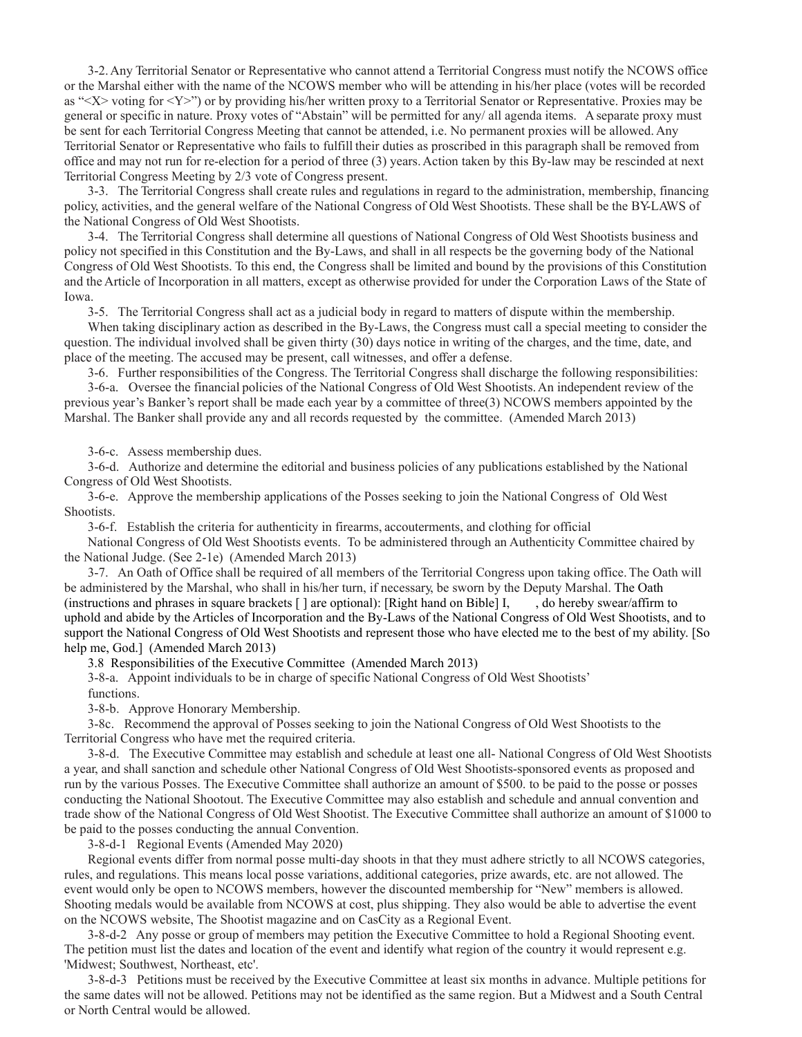3-2. Any Territorial Senator or Representative who cannot attend a Territorial Congress must notify the NCOWS office or the Marshal either with the name of the NCOWS member who will be attending in his/her place (votes will be recorded as "<X> voting for <Y>") or by providing his/her written proxy to a Territorial Senator or Representative. Proxies may be general or specific in nature. Proxy votes of "Abstain" will be permitted for any/ all agenda items. A separate proxy must be sent for each Territorial Congress Meeting that cannot be attended, i.e. No permanent proxies will be allowed. Any Territorial Senator or Representative who fails to fulfill their duties as proscribed in this paragraph shall be removed from office and may not run for re-election for a period of three (3) years. Action taken by this By-law may be rescinded at next Territorial Congress Meeting by 2/3 vote of Congress present.

3-3. The Territorial Congress shall create rules and regulations in regard to the administration, membership, financing policy, activities, and the general welfare of the National Congress of Old West Shootists. These shall be the BY-LAWS of the National Congress of Old West Shootists.

3-4. The Territorial Congress shall determine all questions of National Congress of Old West Shootists business and policy not specified in this Constitution and the By-Laws, and shall in all respects be the governing body of the National Congress of Old West Shootists. To this end, the Congress shall be limited and bound by the provisions of this Constitution and the Article of Incorporation in all matters, except as otherwise provided for under the Corporation Laws of the State of Iowa.

3-5. The Territorial Congress shall act as a judicial body in regard to matters of dispute within the membership.

When taking disciplinary action as described in the By-Laws, the Congress must call a special meeting to consider the question. The individual involved shall be given thirty (30) days notice in writing of the charges, and the time, date, and place of the meeting. The accused may be present, call witnesses, and offer a defense.

3-6. Further responsibilities of the Congress. The Territorial Congress shall discharge the following responsibilities:

3-6-a. Oversee the financial policies of the National Congress of Old West Shootists. An independent review of the previous year's Banker's report shall be made each year by a committee of three(3) NCOWS members appointed by the Marshal. The Banker shall provide any and all records requested by the committee. (Amended March 2013)

3-6-c. Assess membership dues.

3-6-d. Authorize and determine the editorial and business policies of any publications established by the National Congress of Old West Shootists.

3-6-e. Approve the membership applications of the Posses seeking to join the National Congress of Old West Shootists.

3-6-f. Establish the criteria for authenticity in firearms, accouterments, and clothing for official National Congress of Old West Shootists events. To be administered through an Authenticity Committee chaired by the National Judge. (See 2-1e) (Amended March 2013)

3-7. An Oath of Office shall be required of all members of the Territorial Congress upon taking office. The Oath will be administered by the Marshal, who shall in his/her turn, if necessary, be sworn by the Deputy Marshal. The Oath (instructions and phrases in square brackets [ ] are optional): [Right hand on Bible] I, , do hereby swear/affirm to uphold and abide by the Articles of Incorporation and the By-Laws of the National Congress of Old West Shootists, and to support the National Congress of Old West Shootists and represent those who have elected me to the best of my ability. [So help me, God.] (Amended March 2013)

3.8 Responsibilities of the Executive Committee (Amended March 2013)

3-8-a. Appoint individuals to be in charge of specific National Congress of Old West Shootists' functions.

3-8-b. Approve Honorary Membership.

3-8c. Recommend the approval of Posses seeking to join the National Congress of Old West Shootists to the Territorial Congress who have met the required criteria.

3-8-d. The Executive Committee may establish and schedule at least one all- National Congress of Old West Shootists a year, and shall sanction and schedule other National Congress of Old West Shootists-sponsored events as proposed and run by the various Posses. The Executive Committee shall authorize an amount of $500. to be paid to the posse or posses conducting the National Shootout. The Executive Committee may also establish and schedule and annual convention and trade show of the National Congress of Old West Shootist. The Executive Committee shall authorize an amount of $1000 to be paid to the posses conducting the annual Convention.

3-8-d-1 Regional Events (Amended May 2020)

Regional events differ from normal posse multi-day shoots in that they must adhere strictly to all NCOWS categories, rules, and regulations. This means local posse variations, additional categories, prize awards, etc. are not allowed. The event would only be open to NCOWS members, however the discounted membership for "New" members is allowed. Shooting medals would be available from NCOWS at cost, plus shipping. They also would be able to advertise the event on the NCOWS website, The Shootist magazine and on CasCity as a Regional Event.

3-8-d-2 Any posse or group of members may petition the Executive Committee to hold a Regional Shooting event. The petition must list the dates and location of the event and identify what region of the country it would represent e.g. 'Midwest; Southwest, Northeast, etc'.

3-8-d-3 Petitions must be received by the Executive Committee at least six months in advance. Multiple petitions for the same dates will not be allowed. Petitions may not be identified as the same region. But a Midwest and a South Central or North Central would be allowed.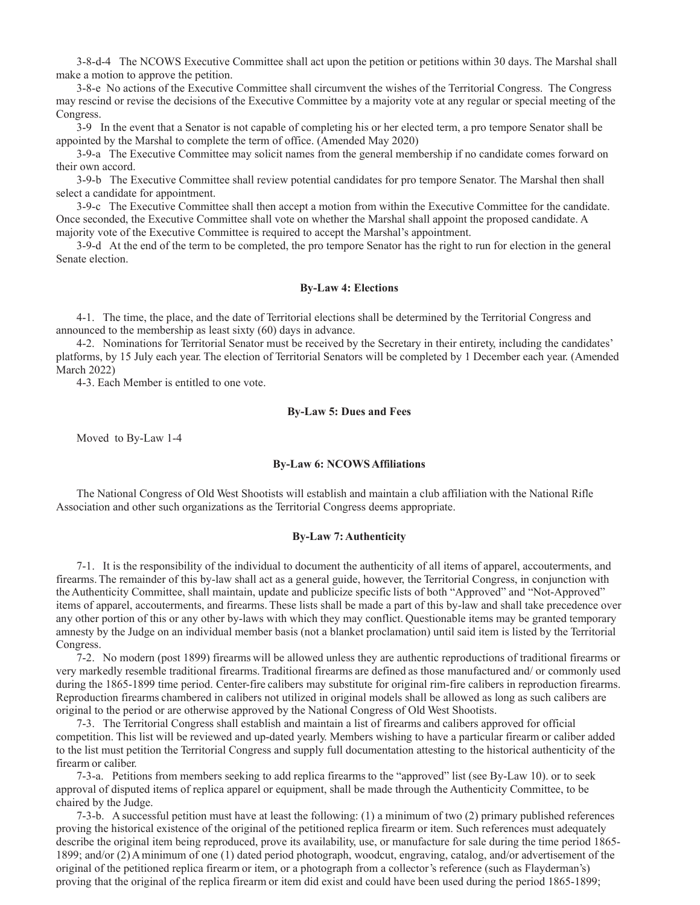3-8-d-4 The NCOWS Executive Committee shall act upon the petition or petitions within 30 days. The Marshal shall make a motion to approve the petition.

3-8-e No actions of the Executive Committee shall circumvent the wishes of the Territorial Congress. The Congress may rescind or revise the decisions of the Executive Committee by a majority vote at any regular or special meeting of the Congress.

3-9 In the event that a Senator is not capable of completing his or her elected term, a pro tempore Senator shall be appointed by the Marshal to complete the term of office. (Amended May 2020)

3-9-a The Executive Committee may solicit names from the general membership if no candidate comes forward on their own accord.

3-9-b The Executive Committee shall review potential candidates for pro tempore Senator. The Marshal then shall select a candidate for appointment.

3-9-c The Executive Committee shall then accept a motion from within the Executive Committee for the candidate. Once seconded, the Executive Committee shall vote on whether the Marshal shall appoint the proposed candidate. A majority vote of the Executive Committee is required to accept the Marshal's appointment.

3-9-d At the end of the term to be completed, the pro tempore Senator has the right to run for election in the general Senate election.

**By-Law 4: Elections**

4-1. The time, the place, and the date of Territorial elections shall be determined by the Territorial Congress and announced to the membership as least sixty (60) days in advance.

4-2. Nominations for Territorial Senator must be received by the Secretary in their entirety, including the candidates' platforms, by 15 July each year. The election of Territorial Senators will be completed by 1 December each year. (Amended March 2022)

4-3. Each Member is entitled to one vote.

**By-Law 5: Dues and Fees**

Moved to By-Law 1-4

**By-Law 6: NCOWS Affiliations**

The National Congress of Old West Shootists will establish and maintain a club affiliation with the National Rifle Association and other such organizations as the Territorial Congress deems appropriate.

**By-Law 7: Authenticity**

7-1. It is the responsibility of the individual to document the authenticity of all items of apparel, accouterments, and firearms. The remainder of this by-law shall act as a general guide, however, the Territorial Congress, in conjunction with the Authenticity Committee, shall maintain, update and publicize specific lists of both "Approved" and "Not-Approved" items of apparel, accouterments, and firearms. These lists shall be made a part of this by-law and shall take precedence over any other portion of this or any other by-laws with which they may conflict. Questionable items may be granted temporary amnesty by the Judge on an individual member basis (not a blanket proclamation) until said item is listed by the Territorial Congress.

7-2. No modern (post 1899) firearms will be allowed unless they are authentic reproductions of traditional firearms or very markedly resemble traditional firearms. Traditional firearms are defined as those manufactured and/ or commonly used during the 1865-1899 time period. Center-fire calibers may substitute for original rim-fire calibers in reproduction firearms. Reproduction firearms chambered in calibers not utilized in original models shall be allowed as long as such calibers are original to the period or are otherwise approved by the National Congress of Old West Shootists.

7-3. The Territorial Congress shall establish and maintain a list of firearms and calibers approved for official competition. This list will be reviewed and up-dated yearly. Members wishing to have a particular firearm or caliber added to the list must petition the Territorial Congress and supply full documentation attesting to the historical authenticity of the firearm or caliber.

7-3-a. Petitions from members seeking to add replica firearms to the "approved" list (see By-Law 10). or to seek approval of disputed items of replica apparel or equipment, shall be made through the Authenticity Committee, to be chaired by the Judge.

7-3-b. A successful petition must have at least the following: (1) a minimum of two (2) primary published references proving the historical existence of the original of the petitioned replica firearm or item. Such references must adequately describe the original item being reproduced, prove its availability, use, or manufacture for sale during the time period 1865-1899; and/or (2) A minimum of one (1) dated period photograph, woodcut, engraving, catalog, and/or advertisement of the original of the petitioned replica firearm or item, or a photograph from a collector's reference (such as Flayderman's) proving that the original of the replica firearm or item did exist and could have been used during the period 1865-1899;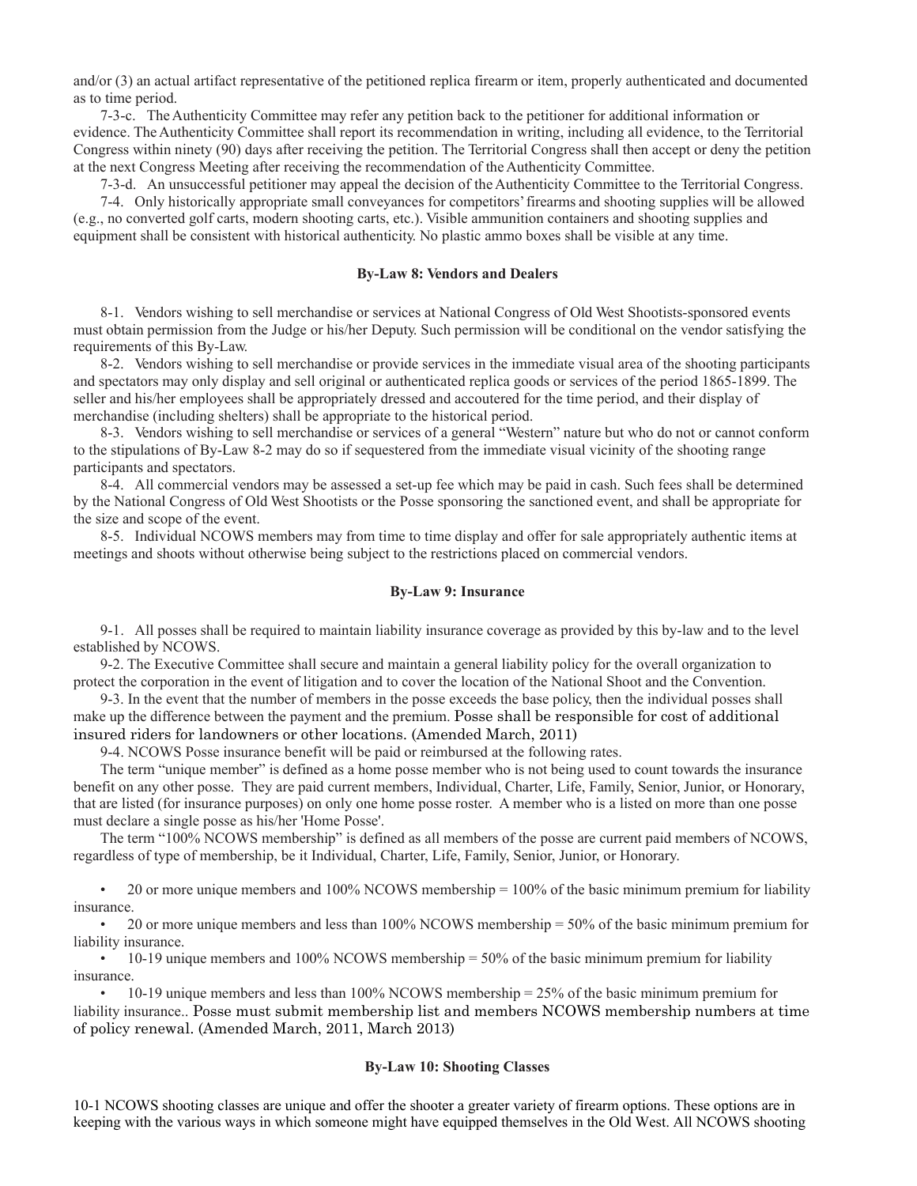and/or (3) an actual artifact representative of the petitioned replica firearm or item, properly authenticated and documented as to time period.

7-3-c. The Authenticity Committee may refer any petition back to the petitioner for additional information or evidence. The Authenticity Committee shall report its recommendation in writing, including all evidence, to the Territorial Congress within ninety (90) days after receiving the petition. The Territorial Congress shall then accept or deny the petition at the next Congress Meeting after receiving the recommendation of the Authenticity Committee.

7-3-d. An unsuccessful petitioner may appeal the decision of the Authenticity Committee to the Territorial Congress.

7-4. Only historically appropriate small conveyances for competitors' firearms and shooting supplies will be allowed (e.g., no converted golf carts, modern shooting carts, etc.). Visible ammunition containers and shooting supplies and equipment shall be consistent with historical authenticity. No plastic ammo boxes shall be visible at any time.

### By-Law 8: Vendors and Dealers

8-1. Vendors wishing to sell merchandise or services at National Congress of Old West Shootists-sponsored events must obtain permission from the Judge or his/her Deputy. Such permission will be conditional on the vendor satisfying the requirements of this By-Law.

8-2. Vendors wishing to sell merchandise or provide services in the immediate visual area of the shooting participants and spectators may only display and sell original or authenticated replica goods or services of the period 1865-1899. The seller and his/her employees shall be appropriately dressed and accoutered for the time period, and their display of merchandise (including shelters) shall be appropriate to the historical period.

8-3. Vendors wishing to sell merchandise or services of a general "Western" nature but who do not or cannot conform to the stipulations of By-Law 8-2 may do so if sequestered from the immediate visual vicinity of the shooting range participants and spectators.

8-4. All commercial vendors may be assessed a set-up fee which may be paid in cash. Such fees shall be determined by the National Congress of Old West Shootists or the Posse sponsoring the sanctioned event, and shall be appropriate for the size and scope of the event.

8-5. Individual NCOWS members may from time to time display and offer for sale appropriately authentic items at meetings and shoots without otherwise being subject to the restrictions placed on commercial vendors.

### By-Law 9: Insurance

9-1. All posses shall be required to maintain liability insurance coverage as provided by this by-law and to the level established by NCOWS.

9-2. The Executive Committee shall secure and maintain a general liability policy for the overall organization to protect the corporation in the event of litigation and to cover the location of the National Shoot and the Convention.

9-3. In the event that the number of members in the posse exceeds the base policy, then the individual posses shall make up the difference between the payment and the premium. Posse shall be responsible for cost of additional insured riders for landowners or other locations. (Amended March, 2011)

9-4. NCOWS Posse insurance benefit will be paid or reimbursed at the following rates.

The term "unique member" is defined as a home posse member who is not being used to count towards the insurance benefit on any other posse. They are paid current members, Individual, Charter, Life, Family, Senior, Junior, or Honorary, that are listed (for insurance purposes) on only one home posse roster. A member who is a listed on more than one posse must declare a single posse as his/her 'Home Posse'.

The term "100% NCOWS membership" is defined as all members of the posse are current paid members of NCOWS, regardless of type of membership, be it Individual, Charter, Life, Family, Senior, Junior, or Honorary.

- 20 or more unique members and 100% NCOWS membership = 100% of the basic minimum premium for liability insurance.
- 20 or more unique members and less than 100% NCOWS membership = 50% of the basic minimum premium for liability insurance.
- 10-19 unique members and 100% NCOWS membership = 50% of the basic minimum premium for liability insurance.
- 10-19 unique members and less than 100% NCOWS membership = 25% of the basic minimum premium for liability insurance.. Posse must submit membership list and members NCOWS membership numbers at time of policy renewal. (Amended March, 2011, March 2013)

### By-Law 10: Shooting Classes

10-1 NCOWS shooting classes are unique and offer the shooter a greater variety of firearm options. These options are in keeping with the various ways in which someone might have equipped themselves in the Old West. All NCOWS shooting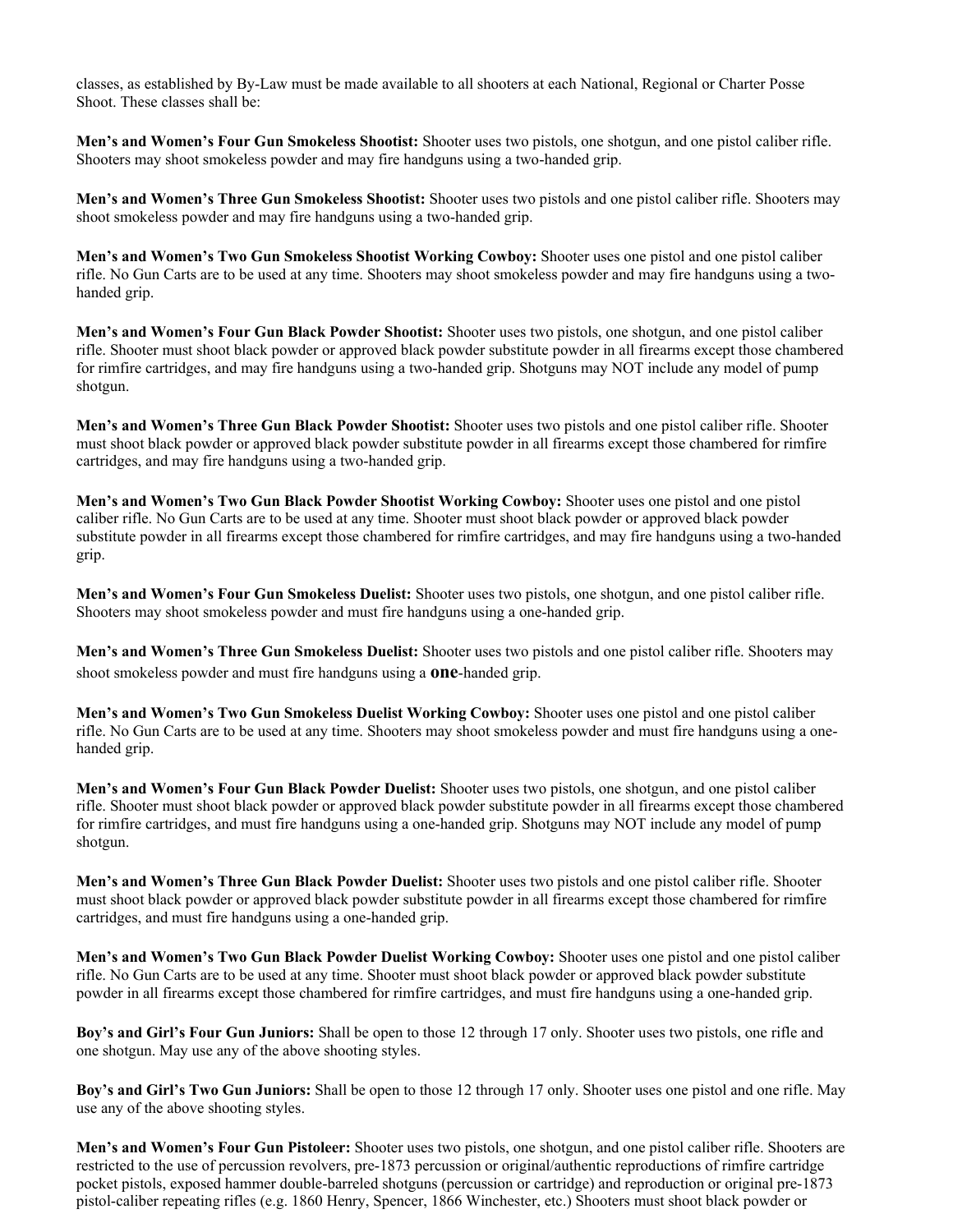classes, as established by By-Law must be made available to all shooters at each National, Regional or Charter Posse Shoot. These classes shall be:

**Men's and Women's Four Gun Smokeless Shootist:** Shooter uses two pistols, one shotgun, and one pistol caliber rifle. Shooters may shoot smokeless powder and may fire handguns using a two-handed grip.

**Men's and Women's Three Gun Smokeless Shootist:** Shooter uses two pistols and one pistol caliber rifle. Shooters may shoot smokeless powder and may fire handguns using a two-handed grip.

**Men's and Women's Two Gun Smokeless Shootist Working Cowboy:** Shooter uses one pistol and one pistol caliber rifle. No Gun Carts are to be used at any time. Shooters may shoot smokeless powder and may fire handguns using a two-handed grip.

**Men's and Women's Four Gun Black Powder Shootist:** Shooter uses two pistols, one shotgun, and one pistol caliber rifle. Shooter must shoot black powder or approved black powder substitute powder in all firearms except those chambered for rimfire cartridges, and may fire handguns using a two-handed grip. Shotguns may NOT include any model of pump shotgun.

**Men's and Women's Three Gun Black Powder Shootist:** Shooter uses two pistols and one pistol caliber rifle. Shooter must shoot black powder or approved black powder substitute powder in all firearms except those chambered for rimfire cartridges, and may fire handguns using a two-handed grip.

**Men's and Women's Two Gun Black Powder Shootist Working Cowboy:** Shooter uses one pistol and one pistol caliber rifle. No Gun Carts are to be used at any time. Shooter must shoot black powder or approved black powder substitute powder in all firearms except those chambered for rimfire cartridges, and may fire handguns using a two-handed grip.

**Men's and Women's Four Gun Smokeless Duelist:** Shooter uses two pistols, one shotgun, and one pistol caliber rifle. Shooters may shoot smokeless powder and must fire handguns using a one-handed grip.

**Men's and Women's Three Gun Smokeless Duelist:** Shooter uses two pistols and one pistol caliber rifle. Shooters may shoot smokeless powder and must fire handguns using a **one**-handed grip.

**Men's and Women's Two Gun Smokeless Duelist Working Cowboy:** Shooter uses one pistol and one pistol caliber rifle. No Gun Carts are to be used at any time. Shooters may shoot smokeless powder and must fire handguns using a one-handed grip.

**Men's and Women's Four Gun Black Powder Duelist:** Shooter uses two pistols, one shotgun, and one pistol caliber rifle. Shooter must shoot black powder or approved black powder substitute powder in all firearms except those chambered for rimfire cartridges, and must fire handguns using a one-handed grip. Shotguns may NOT include any model of pump shotgun.

**Men's and Women's Three Gun Black Powder Duelist:** Shooter uses two pistols and one pistol caliber rifle. Shooter must shoot black powder or approved black powder substitute powder in all firearms except those chambered for rimfire cartridges, and must fire handguns using a one-handed grip.

**Men's and Women's Two Gun Black Powder Duelist Working Cowboy:** Shooter uses one pistol and one pistol caliber rifle. No Gun Carts are to be used at any time. Shooter must shoot black powder or approved black powder substitute powder in all firearms except those chambered for rimfire cartridges, and must fire handguns using a one-handed grip.

**Boy's and Girl's Four Gun Juniors:** Shall be open to those 12 through 17 only. Shooter uses two pistols, one rifle and one shotgun. May use any of the above shooting styles.

**Boy's and Girl's Two Gun Juniors:** Shall be open to those 12 through 17 only. Shooter uses one pistol and one rifle. May use any of the above shooting styles.

**Men's and Women's Four Gun Pistoleer:** Shooter uses two pistols, one shotgun, and one pistol caliber rifle. Shooters are restricted to the use of percussion revolvers, pre-1873 percussion or original/authentic reproductions of rimfire cartridge pocket pistols, exposed hammer double-barreled shotguns (percussion or cartridge) and reproduction or original pre-1873 pistol-caliber repeating rifles (e.g. 1860 Henry, Spencer, 1866 Winchester, etc.) Shooters must shoot black powder or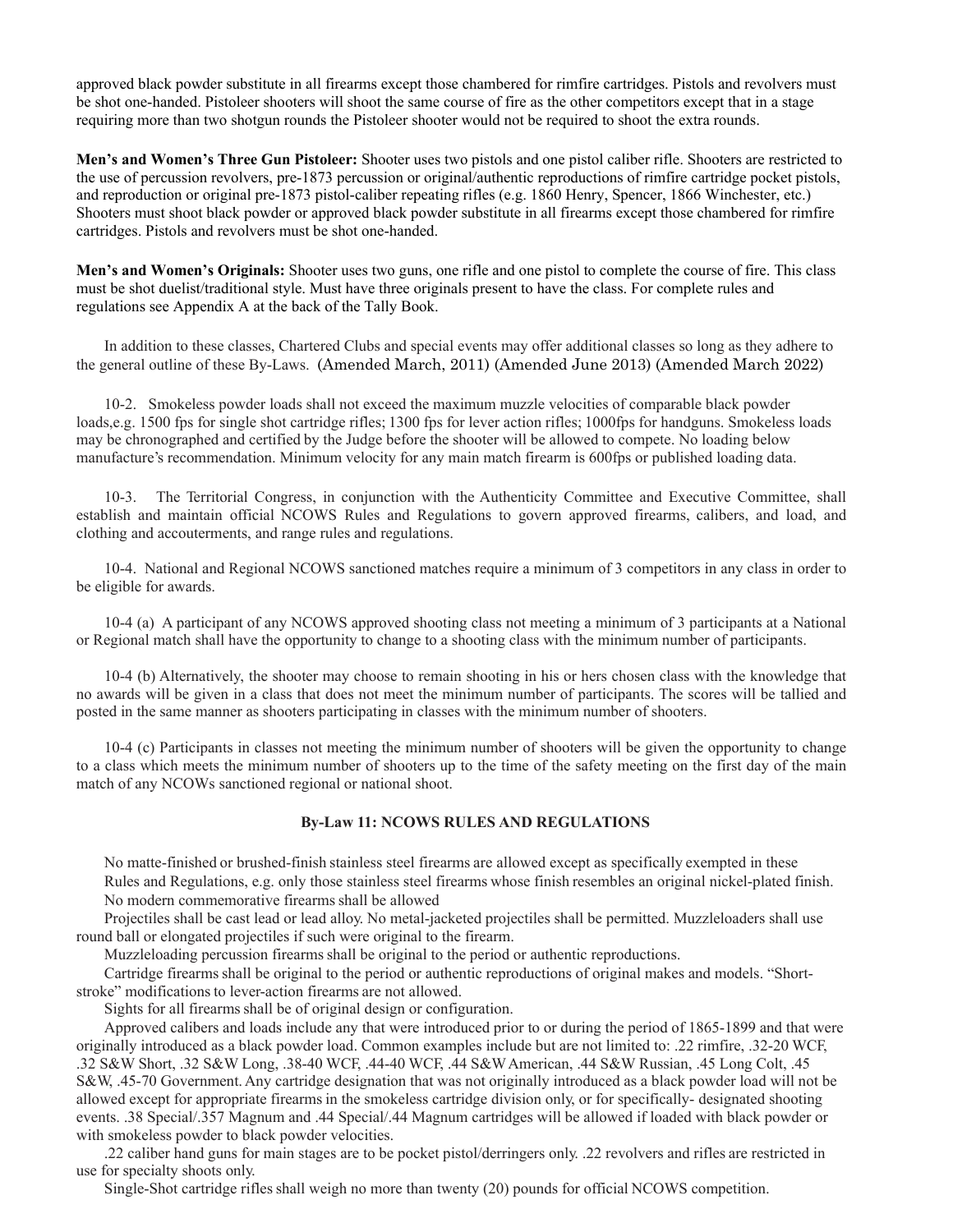approved black powder substitute in all firearms except those chambered for rimfire cartridges. Pistols and revolvers must be shot one-handed. Pistoleer shooters will shoot the same course of fire as the other competitors except that in a stage requiring more than two shotgun rounds the Pistoleer shooter would not be required to shoot the extra rounds.

**Men's and Women's Three Gun Pistoleer:** Shooter uses two pistols and one pistol caliber rifle. Shooters are restricted to the use of percussion revolvers, pre-1873 percussion or original/authentic reproductions of rimfire cartridge pocket pistols, and reproduction or original pre-1873 pistol-caliber repeating rifles (e.g. 1860 Henry, Spencer, 1866 Winchester, etc.) Shooters must shoot black powder or approved black powder substitute in all firearms except those chambered for rimfire cartridges. Pistols and revolvers must be shot one-handed.

**Men's and Women's Originals:** Shooter uses two guns, one rifle and one pistol to complete the course of fire. This class must be shot duelist/traditional style. Must have three originals present to have the class. For complete rules and regulations see Appendix A at the back of the Tally Book.

In addition to these classes, Chartered Clubs and special events may offer additional classes so long as they adhere to the general outline of these By-Laws. (Amended March, 2011) (Amended June 2013) (Amended March 2022)

10-2. Smokeless powder loads shall not exceed the maximum muzzle velocities of comparable black powder loads,e.g. 1500 fps for single shot cartridge rifles; 1300 fps for lever action rifles; 1000fps for handguns. Smokeless loads may be chronographed and certified by the Judge before the shooter will be allowed to compete. No loading below manufacture's recommendation. Minimum velocity for any main match firearm is 600fps or published loading data.

10-3. The Territorial Congress, in conjunction with the Authenticity Committee and Executive Committee, shall establish and maintain official NCOWS Rules and Regulations to govern approved firearms, calibers, and load, and clothing and accouterments, and range rules and regulations.

10-4. National and Regional NCOWS sanctioned matches require a minimum of 3 competitors in any class in order to be eligible for awards.

10-4 (a) A participant of any NCOWS approved shooting class not meeting a minimum of 3 participants at a National or Regional match shall have the opportunity to change to a shooting class with the minimum number of participants.

10-4 (b) Alternatively, the shooter may choose to remain shooting in his or hers chosen class with the knowledge that no awards will be given in a class that does not meet the minimum number of participants. The scores will be tallied and posted in the same manner as shooters participating in classes with the minimum number of shooters.

10-4 (c) Participants in classes not meeting the minimum number of shooters will be given the opportunity to change to a class which meets the minimum number of shooters up to the time of the safety meeting on the first day of the main match of any NCOWs sanctioned regional or national shoot.

### By-Law 11: NCOWS RULES AND REGULATIONS

No matte-finished or brushed-finish stainless steel firearms are allowed except as specifically exempted in these Rules and Regulations, e.g. only those stainless steel firearms whose finish resembles an original nickel-plated finish. No modern commemorative firearms shall be allowed

Projectiles shall be cast lead or lead alloy. No metal-jacketed projectiles shall be permitted. Muzzleloaders shall use round ball or elongated projectiles if such were original to the firearm.

Muzzleloading percussion firearms shall be original to the period or authentic reproductions.

Cartridge firearms shall be original to the period or authentic reproductions of original makes and models. "Short-stroke" modifications to lever-action firearms are not allowed.

Sights for all firearms shall be of original design or configuration.

Approved calibers and loads include any that were introduced prior to or during the period of 1865-1899 and that were originally introduced as a black powder load. Common examples include but are not limited to: .22 rimfire, .32-20 WCF, .32 S&W Short, .32 S&W Long, .38-40 WCF, .44-40 WCF, .44 S&W American, .44 S&W Russian, .45 Long Colt, .45 S&W, .45-70 Government. Any cartridge designation that was not originally introduced as a black powder load will not be allowed except for appropriate firearms in the smokeless cartridge division only, or for specifically- designated shooting events. .38 Special/.357 Magnum and .44 Special/.44 Magnum cartridges will be allowed if loaded with black powder or with smokeless powder to black powder velocities.

.22 caliber hand guns for main stages are to be pocket pistol/derringers only. .22 revolvers and rifles are restricted in use for specialty shoots only.

Single-Shot cartridge rifles shall weigh no more than twenty (20) pounds for official NCOWS competition.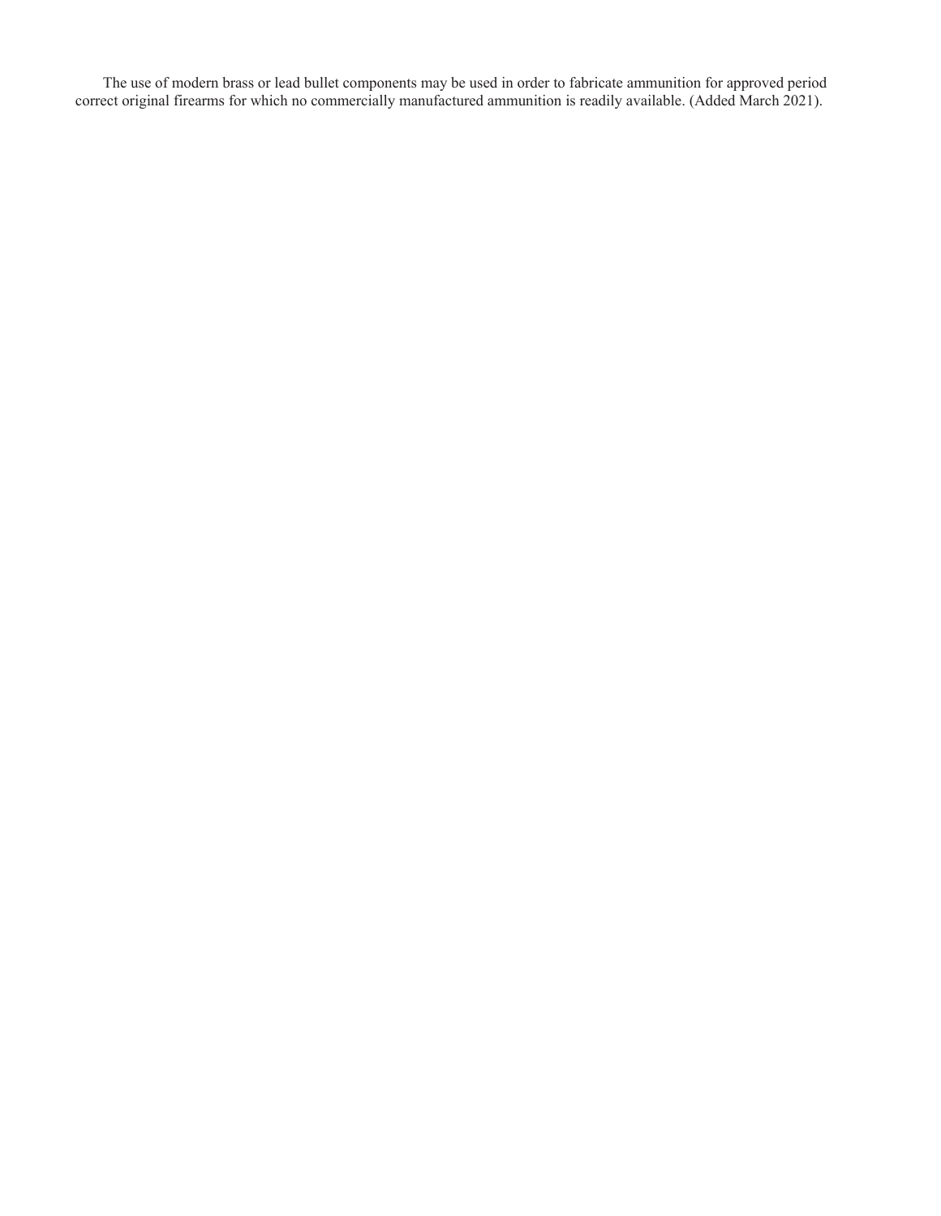The use of modern brass or lead bullet components may be used in order to fabricate ammunition for approved period correct original firearms for which no commercially manufactured ammunition is readily available. (Added March 2021).